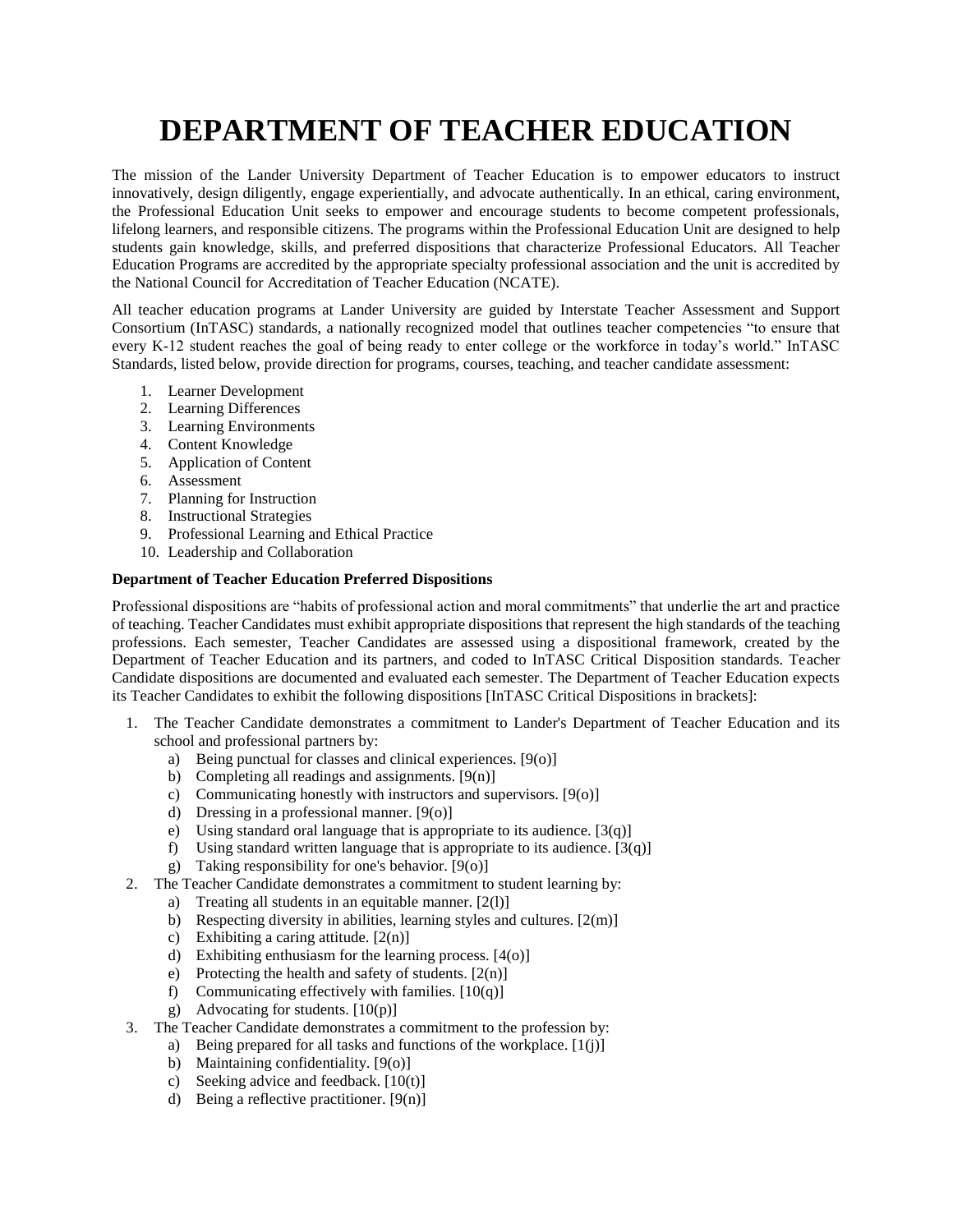# DEPARTMENT OF TEACHER EDUCATION

The mission of the Lander University Department of Teacher Education is to empower educators to instruct innovatively, design diligently, engage experientially, and advocate authentically. In an ethical, caring environment, the Professional Education Unit seeks to empower and encourage students to become competent professionals, lifelong learners, and responsible citizens. The programs within the Professional Education Unit are designed to help students gain knowledge, skills, and preferred dispositions that characterize Professional Educators. All Teacher Education Programs are accredited by the appropriate specialty professional association and the unit is accredited by the National Council for Accreditation of Teacher Education (NCATE).

All teacher education programs at Lander University are guided by Interstate Teacher Assessment and Support Consortium (InTASC) standards, a nationally recognized model that outlines teacher competencies "to ensure that every K-12 student reaches the goal of being ready to enter college or the workforce in today's world." InTASC Standards, listed below, provide direction for programs, courses, teaching, and teacher candidate assessment:

1. Learner Development
2. Learning Differences
3. Learning Environments
4. Content Knowledge
5. Application of Content
6. Assessment
7. Planning for Instruction
8. Instructional Strategies
9. Professional Learning and Ethical Practice
10. Leadership and Collaboration

**Department of Teacher Education Preferred Dispositions**

Professional dispositions are "habits of professional action and moral commitments" that underlie the art and practice of teaching. Teacher Candidates must exhibit appropriate dispositions that represent the high standards of the teaching professions. Each semester, Teacher Candidates are assessed using a dispositional framework, created by the Department of Teacher Education and its partners, and coded to InTASC Critical Disposition standards. Teacher Candidate dispositions are documented and evaluated each semester. The Department of Teacher Education expects its Teacher Candidates to exhibit the following dispositions [InTASC Critical Dispositions in brackets]:

1. The Teacher Candidate demonstrates a commitment to Lander's Department of Teacher Education and its school and professional partners by:
   a) Being punctual for classes and clinical experiences. [9(o)]
   b) Completing all readings and assignments. [9(n)]
   c) Communicating honestly with instructors and supervisors. [9(o)]
   d) Dressing in a professional manner. [9(o)]
   e) Using standard oral language that is appropriate to its audience. [3(q)]
   f) Using standard written language that is appropriate to its audience. [3(q)]
   g) Taking responsibility for one's behavior. [9(o)]
2. The Teacher Candidate demonstrates a commitment to student learning by:
   a) Treating all students in an equitable manner. [2(l)]
   b) Respecting diversity in abilities, learning styles and cultures. [2(m)]
   c) Exhibiting a caring attitude. [2(n)]
   d) Exhibiting enthusiasm for the learning process. [4(o)]
   e) Protecting the health and safety of students. [2(n)]
   f) Communicating effectively with families. [10(q)]
   g) Advocating for students. [10(p)]
3. The Teacher Candidate demonstrates a commitment to the profession by:
   a) Being prepared for all tasks and functions of the workplace. [1(j)]
   b) Maintaining confidentiality. [9(o)]
   c) Seeking advice and feedback. [10(t)]
   d) Being a reflective practitioner. [9(n)]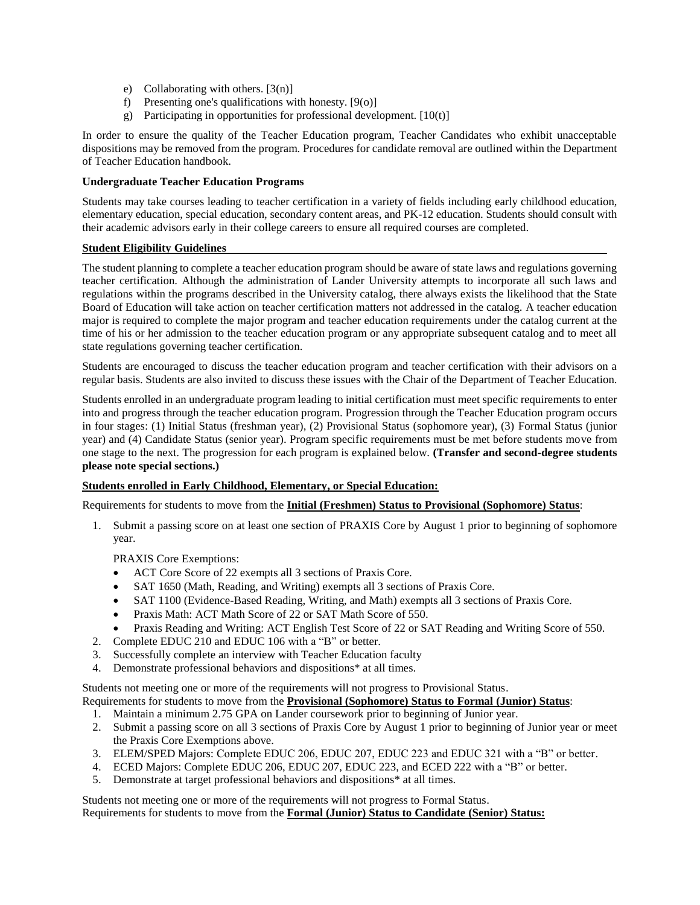e) Collaborating with others. [3(n)]
f) Presenting one's qualifications with honesty. [9(o)]
g) Participating in opportunities for professional development. [10(t)]

In order to ensure the quality of the Teacher Education program, Teacher Candidates who exhibit unacceptable dispositions may be removed from the program. Procedures for candidate removal are outlined within the Department of Teacher Education handbook.

**Undergraduate Teacher Education Programs**

Students may take courses leading to teacher certification in a variety of fields including early childhood education, elementary education, special education, secondary content areas, and PK-12 education. Students should consult with their academic advisors early in their college careers to ensure all required courses are completed.

**Student Eligibility Guidelines**

The student planning to complete a teacher education program should be aware of state laws and regulations governing teacher certification. Although the administration of Lander University attempts to incorporate all such laws and regulations within the programs described in the University catalog, there always exists the likelihood that the State Board of Education will take action on teacher certification matters not addressed in the catalog. A teacher education major is required to complete the major program and teacher education requirements under the catalog current at the time of his or her admission to the teacher education program or any appropriate subsequent catalog and to meet all state regulations governing teacher certification.

Students are encouraged to discuss the teacher education program and teacher certification with their advisors on a regular basis. Students are also invited to discuss these issues with the Chair of the Department of Teacher Education.

Students enrolled in an undergraduate program leading to initial certification must meet specific requirements to enter into and progress through the teacher education program. Progression through the Teacher Education program occurs in four stages: (1) Initial Status (freshman year), (2) Provisional Status (sophomore year), (3) Formal Status (junior year) and (4) Candidate Status (senior year). Program specific requirements must be met before students move from one stage to the next. The progression for each program is explained below. **(Transfer and second-degree students please note special sections.)**

**Students enrolled in Early Childhood, Elementary, or Special Education:**

Requirements for students to move from the **Initial (Freshmen) Status to Provisional (Sophomore) Status**:

1. Submit a passing score on at least one section of PRAXIS Core by August 1 prior to beginning of sophomore year.

   PRAXIS Core Exemptions:

   - ACT Core Score of 22 exempts all 3 sections of Praxis Core.
   - SAT 1650 (Math, Reading, and Writing) exempts all 3 sections of Praxis Core.
   - SAT 1100 (Evidence-Based Reading, Writing, and Math) exempts all 3 sections of Praxis Core.
   - Praxis Math: ACT Math Score of 22 or SAT Math Score of 550.
   - Praxis Reading and Writing: ACT English Test Score of 22 or SAT Reading and Writing Score of 550.
2. Complete EDUC 210 and EDUC 106 with a "B" or better.
3. Successfully complete an interview with Teacher Education faculty
4. Demonstrate professional behaviors and dispositions* at all times.

Students not meeting one or more of the requirements will not progress to Provisional Status.

Requirements for students to move from the **Provisional (Sophomore) Status to Formal (Junior) Status**:

1. Maintain a minimum 2.75 GPA on Lander coursework prior to beginning of Junior year.
2. Submit a passing score on all 3 sections of Praxis Core by August 1 prior to beginning of Junior year or meet the Praxis Core Exemptions above.
3. ELEM/SPED Majors: Complete EDUC 206, EDUC 207, EDUC 223 and EDUC 321 with a "B" or better.
4. ECED Majors: Complete EDUC 206, EDUC 207, EDUC 223, and ECED 222 with a "B" or better.
5. Demonstrate at target professional behaviors and dispositions* at all times.

Students not meeting one or more of the requirements will not progress to Formal Status.

Requirements for students to move from the **Formal (Junior) Status to Candidate (Senior) Status:**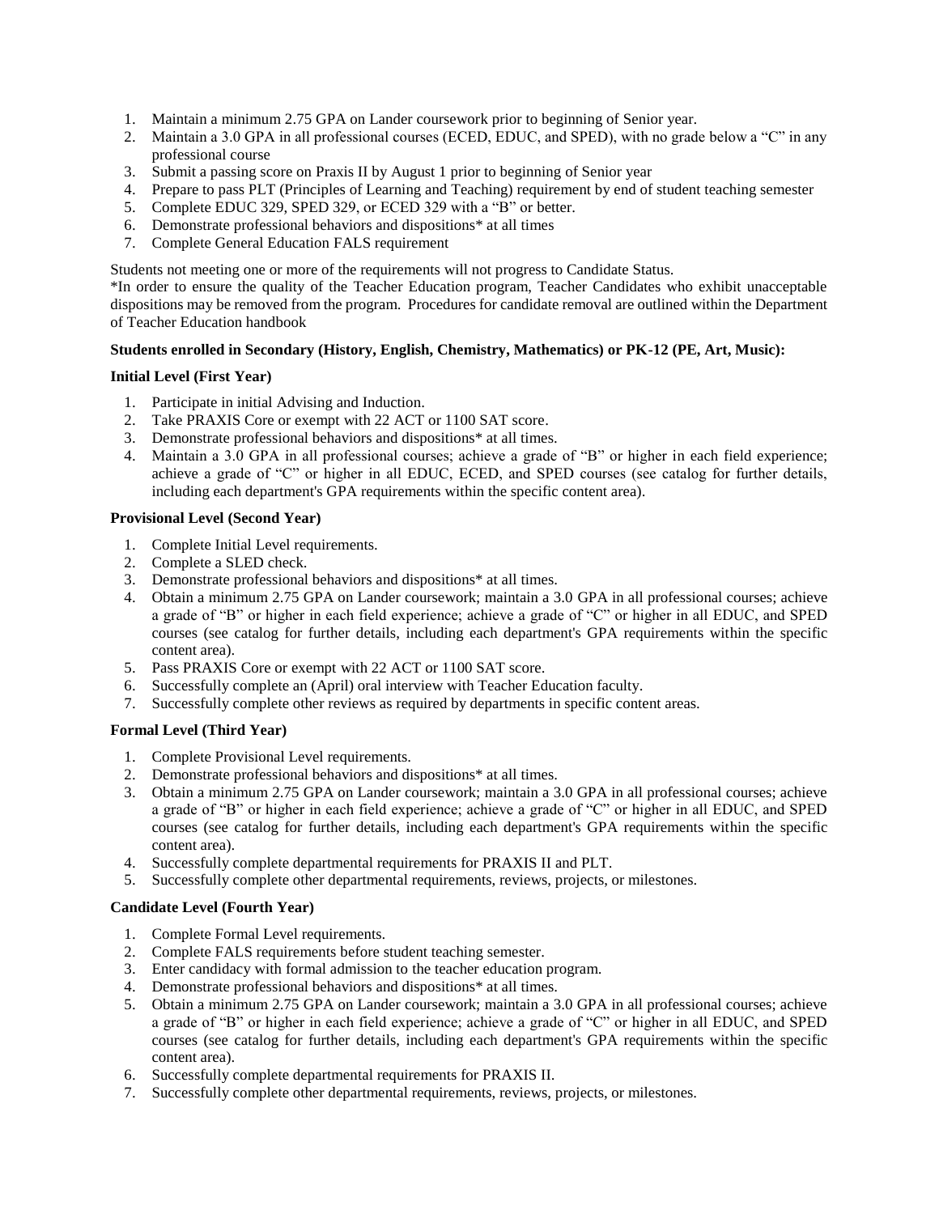1. Maintain a minimum 2.75 GPA on Lander coursework prior to beginning of Senior year.
2. Maintain a 3.0 GPA in all professional courses (ECED, EDUC, and SPED), with no grade below a "C" in any professional course
3. Submit a passing score on Praxis II by August 1 prior to beginning of Senior year
4. Prepare to pass PLT (Principles of Learning and Teaching) requirement by end of student teaching semester
5. Complete EDUC 329, SPED 329, or ECED 329 with a "B" or better.
6. Demonstrate professional behaviors and dispositions* at all times
7. Complete General Education FALS requirement

Students not meeting one or more of the requirements will not progress to Candidate Status.

*In order to ensure the quality of the Teacher Education program, Teacher Candidates who exhibit unacceptable dispositions may be removed from the program. Procedures for candidate removal are outlined within the Department of Teacher Education handbook

**Students enrolled in Secondary (History, English, Chemistry, Mathematics) or PK-12 (PE, Art, Music):**

**Initial Level (First Year)**

1. Participate in initial Advising and Induction.
2. Take PRAXIS Core or exempt with 22 ACT or 1100 SAT score.
3. Demonstrate professional behaviors and dispositions* at all times.
4. Maintain a 3.0 GPA in all professional courses; achieve a grade of "B" or higher in each field experience; achieve a grade of "C" or higher in all EDUC, ECED, and SPED courses (see catalog for further details, including each department's GPA requirements within the specific content area).

**Provisional Level (Second Year)**

1. Complete Initial Level requirements.
2. Complete a SLED check.
3. Demonstrate professional behaviors and dispositions* at all times.
4. Obtain a minimum 2.75 GPA on Lander coursework; maintain a 3.0 GPA in all professional courses; achieve a grade of "B" or higher in each field experience; achieve a grade of "C" or higher in all EDUC, and SPED courses (see catalog for further details, including each department's GPA requirements within the specific content area).
5. Pass PRAXIS Core or exempt with 22 ACT or 1100 SAT score.
6. Successfully complete an (April) oral interview with Teacher Education faculty.
7. Successfully complete other reviews as required by departments in specific content areas.

**Formal Level (Third Year)**

1. Complete Provisional Level requirements.
2. Demonstrate professional behaviors and dispositions* at all times.
3. Obtain a minimum 2.75 GPA on Lander coursework; maintain a 3.0 GPA in all professional courses; achieve a grade of "B" or higher in each field experience; achieve a grade of "C" or higher in all EDUC, and SPED courses (see catalog for further details, including each department's GPA requirements within the specific content area).
4. Successfully complete departmental requirements for PRAXIS II and PLT.
5. Successfully complete other departmental requirements, reviews, projects, or milestones.

**Candidate Level (Fourth Year)**

1. Complete Formal Level requirements.
2. Complete FALS requirements before student teaching semester.
3. Enter candidacy with formal admission to the teacher education program.
4. Demonstrate professional behaviors and dispositions* at all times.
5. Obtain a minimum 2.75 GPA on Lander coursework; maintain a 3.0 GPA in all professional courses; achieve a grade of "B" or higher in each field experience; achieve a grade of "C" or higher in all EDUC, and SPED courses (see catalog for further details, including each department's GPA requirements within the specific content area).
6. Successfully complete departmental requirements for PRAXIS II.
7. Successfully complete other departmental requirements, reviews, projects, or milestones.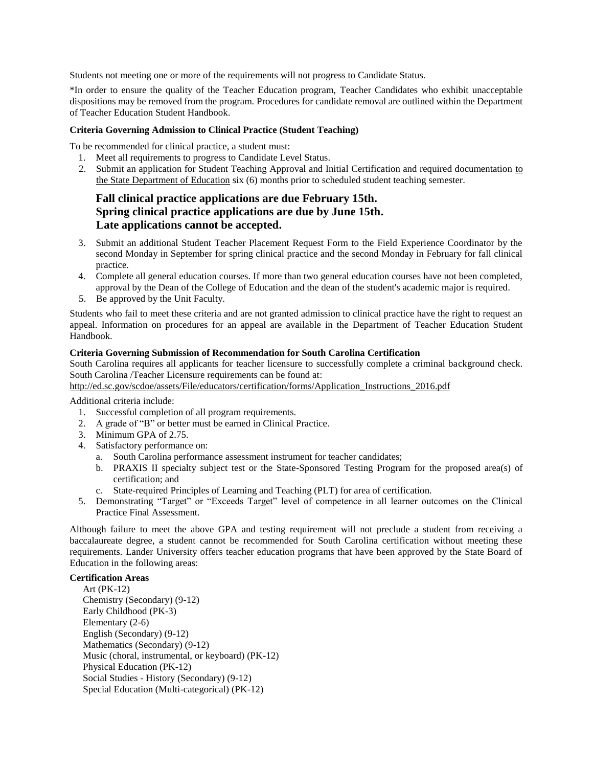Students not meeting one or more of the requirements will not progress to Candidate Status.

*In order to ensure the quality of the Teacher Education program, Teacher Candidates who exhibit unacceptable dispositions may be removed from the program. Procedures for candidate removal are outlined within the Department of Teacher Education Student Handbook.

**Criteria Governing Admission to Clinical Practice (Student Teaching)**

To be recommended for clinical practice, a student must:

1. Meet all requirements to progress to Candidate Level Status.
2. Submit an application for Student Teaching Approval and Initial Certification and required documentation to the State Department of Education six (6) months prior to scheduled student teaching semester.

   **Fall clinical practice applications are due February 15th.**
   **Spring clinical practice applications are due by June 15th.**
   **Late applications cannot be accepted.**

3. Submit an additional Student Teacher Placement Request Form to the Field Experience Coordinator by the second Monday in September for spring clinical practice and the second Monday in February for fall clinical practice.
4. Complete all general education courses. If more than two general education courses have not been completed, approval by the Dean of the College of Education and the dean of the student's academic major is required.
5. Be approved by the Unit Faculty.

Students who fail to meet these criteria and are not granted admission to clinical practice have the right to request an appeal. Information on procedures for an appeal are available in the Department of Teacher Education Student Handbook.

**Criteria Governing Submission of Recommendation for South Carolina Certification**

South Carolina requires all applicants for teacher licensure to successfully complete a criminal background check. South Carolina /Teacher Licensure requirements can be found at:
http://ed.sc.gov/scdoe/assets/File/educators/certification/forms/Application_Instructions_2016.pdf

Additional criteria include:

1. Successful completion of all program requirements.
2. A grade of "B" or better must be earned in Clinical Practice.
3. Minimum GPA of 2.75.
4. Satisfactory performance on:
   a. South Carolina performance assessment instrument for teacher candidates;
   b. PRAXIS II specialty subject test or the State-Sponsored Testing Program for the proposed area(s) of certification; and
   c. State-required Principles of Learning and Teaching (PLT) for area of certification.
5. Demonstrating "Target" or "Exceeds Target" level of competence in all learner outcomes on the Clinical Practice Final Assessment.

Although failure to meet the above GPA and testing requirement will not preclude a student from receiving a baccalaureate degree, a student cannot be recommended for South Carolina certification without meeting these requirements. Lander University offers teacher education programs that have been approved by the State Board of Education in the following areas:

**Certification Areas**

- Art (PK-12)
- Chemistry (Secondary) (9-12)
- Early Childhood (PK-3)
- Elementary (2-6)
- English (Secondary) (9-12)
- Mathematics (Secondary) (9-12)
- Music (choral, instrumental, or keyboard) (PK-12)
- Physical Education (PK-12)
- Social Studies - History (Secondary) (9-12)
- Special Education (Multi-categorical) (PK-12)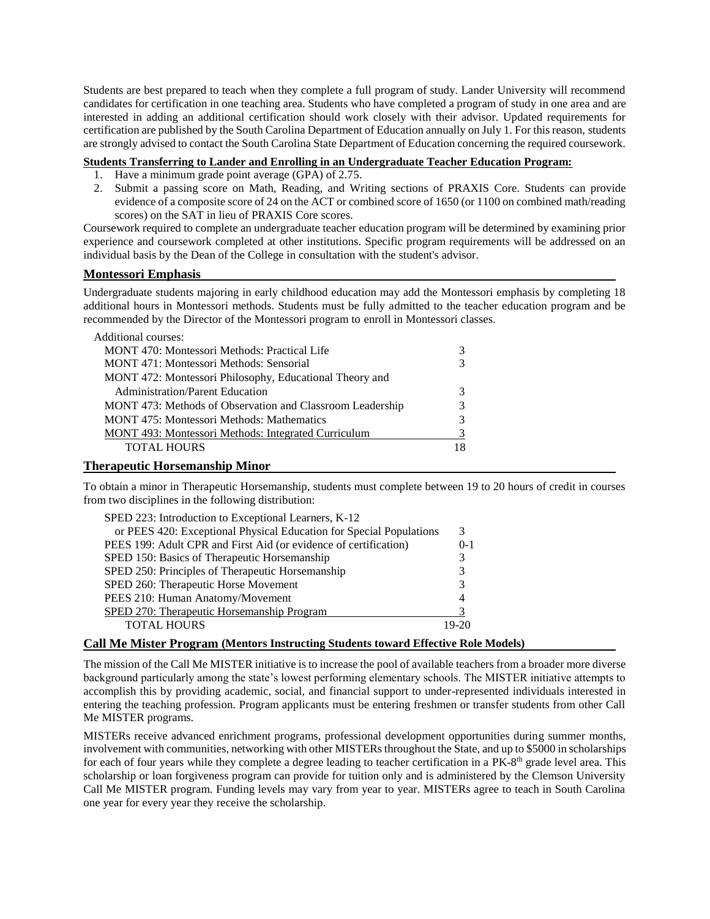Students are best prepared to teach when they complete a full program of study. Lander University will recommend candidates for certification in one teaching area. Students who have completed a program of study in one area and are interested in adding an additional certification should work closely with their advisor. Updated requirements for certification are published by the South Carolina Department of Education annually on July 1. For this reason, students are strongly advised to contact the South Carolina State Department of Education concerning the required coursework.

**Students Transferring to Lander and Enrolling in an Undergraduate Teacher Education Program:**

1. Have a minimum grade point average (GPA) of 2.75.
2. Submit a passing score on Math, Reading, and Writing sections of PRAXIS Core. Students can provide evidence of a composite score of 24 on the ACT or combined score of 1650 (or 1100 on combined math/reading scores) on the SAT in lieu of PRAXIS Core scores.

Coursework required to complete an undergraduate teacher education program will be determined by examining prior experience and coursework completed at other institutions. Specific program requirements will be addressed on an individual basis by the Dean of the College in consultation with the student's advisor.

## Montessori Emphasis

Undergraduate students majoring in early childhood education may add the Montessori emphasis by completing 18 additional hours in Montessori methods. Students must be fully admitted to the teacher education program and be recommended by the Director of the Montessori program to enroll in Montessori classes.

| Additional courses: | |
|---|---|
| MONT 470: Montessori Methods: Practical Life | 3 |
| MONT 471: Montessori Methods: Sensorial | 3 |
| MONT 472: Montessori Philosophy, Educational Theory and Administration/Parent Education | 3 |
| MONT 473: Methods of Observation and Classroom Leadership | 3 |
| MONT 475: Montessori Methods: Mathematics | 3 |
| MONT 493: Montessori Methods: Integrated Curriculum | 3 |
| TOTAL HOURS | 18 |

## Therapeutic Horsemanship Minor

To obtain a minor in Therapeutic Horsemanship, students must complete between 19 to 20 hours of credit in courses from two disciplines in the following distribution:

| Course | Hours |
|---|---|
| SPED 223: Introduction to Exceptional Learners, K-12 or PEES 420: Exceptional Physical Education for Special Populations | 3 |
| PEES 199: Adult CPR and First Aid (or evidence of certification) | 0-1 |
| SPED 150: Basics of Therapeutic Horsemanship | 3 |
| SPED 250: Principles of Therapeutic Horsemanship | 3 |
| SPED 260: Therapeutic Horse Movement | 3 |
| PEES 210: Human Anatomy/Movement | 4 |
| SPED 270: Therapeutic Horsemanship Program | 3 |
| TOTAL HOURS | 19-20 |

## Call Me Mister Program (Mentors Instructing Students toward Effective Role Models)

The mission of the Call Me MISTER initiative is to increase the pool of available teachers from a broader more diverse background particularly among the state's lowest performing elementary schools. The MISTER initiative attempts to accomplish this by providing academic, social, and financial support to under-represented individuals interested in entering the teaching profession. Program applicants must be entering freshmen or transfer students from other Call Me MISTER programs.

MISTERs receive advanced enrichment programs, professional development opportunities during summer months, involvement with communities, networking with other MISTERs throughout the State, and up to $5000 in scholarships for each of four years while they complete a degree leading to teacher certification in a PK-8th grade level area. This scholarship or loan forgiveness program can provide for tuition only and is administered by the Clemson University Call Me MISTER program. Funding levels may vary from year to year. MISTERs agree to teach in South Carolina one year for every year they receive the scholarship.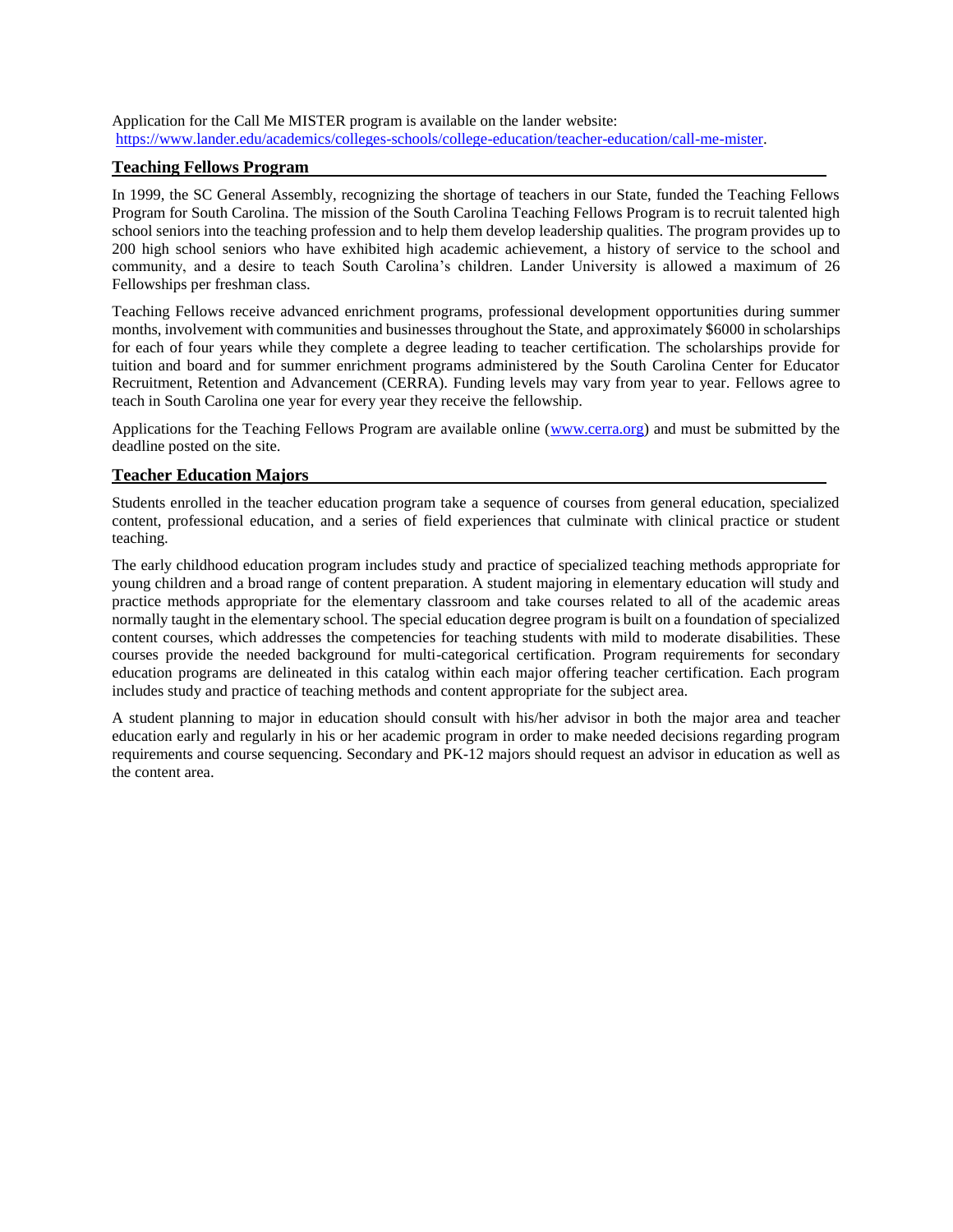Application for the Call Me MISTER program is available on the lander website: [https://www.lander.edu/academics/colleges-schools/college-education/teacher-education/call-me-mister](https://www.lander.edu/academics/colleges-schools/college-education/teacher-education/call-me-mister).

## Teaching Fellows Program

In 1999, the SC General Assembly, recognizing the shortage of teachers in our State, funded the Teaching Fellows Program for South Carolina. The mission of the South Carolina Teaching Fellows Program is to recruit talented high school seniors into the teaching profession and to help them develop leadership qualities. The program provides up to 200 high school seniors who have exhibited high academic achievement, a history of service to the school and community, and a desire to teach South Carolina's children. Lander University is allowed a maximum of 26 Fellowships per freshman class.

Teaching Fellows receive advanced enrichment programs, professional development opportunities during summer months, involvement with communities and businesses throughout the State, and approximately $6000 in scholarships for each of four years while they complete a degree leading to teacher certification. The scholarships provide for tuition and board and for summer enrichment programs administered by the South Carolina Center for Educator Recruitment, Retention and Advancement (CERRA). Funding levels may vary from year to year. Fellows agree to teach in South Carolina one year for every year they receive the fellowship.

Applications for the Teaching Fellows Program are available online ([www.cerra.org](http://www.cerra.org)) and must be submitted by the deadline posted on the site.

## Teacher Education Majors

Students enrolled in the teacher education program take a sequence of courses from general education, specialized content, professional education, and a series of field experiences that culminate with clinical practice or student teaching.

The early childhood education program includes study and practice of specialized teaching methods appropriate for young children and a broad range of content preparation. A student majoring in elementary education will study and practice methods appropriate for the elementary classroom and take courses related to all of the academic areas normally taught in the elementary school. The special education degree program is built on a foundation of specialized content courses, which addresses the competencies for teaching students with mild to moderate disabilities. These courses provide the needed background for multi-categorical certification. Program requirements for secondary education programs are delineated in this catalog within each major offering teacher certification. Each program includes study and practice of teaching methods and content appropriate for the subject area.

A student planning to major in education should consult with his/her advisor in both the major area and teacher education early and regularly in his or her academic program in order to make needed decisions regarding program requirements and course sequencing. Secondary and PK-12 majors should request an advisor in education as well as the content area.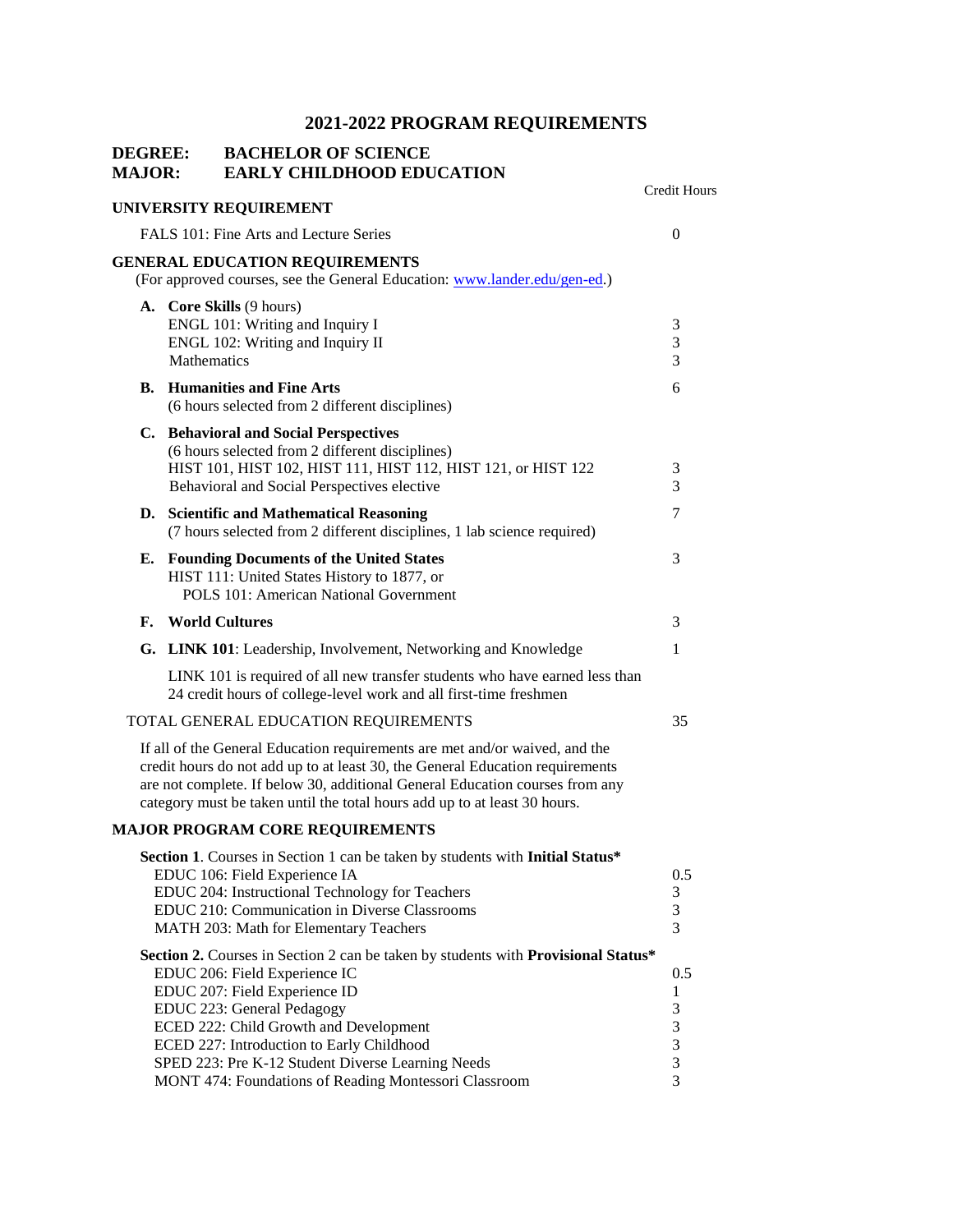# 2021-2022 PROGRAM REQUIREMENTS

**DEGREE: BACHELOR OF SCIENCE**
**MAJOR: EARLY CHILDHOOD EDUCATION**

| | Credit Hours |
|---|---|
| **UNIVERSITY REQUIREMENT** | |
| FALS 101: Fine Arts and Lecture Series | 0 |
| **GENERAL EDUCATION REQUIREMENTS** (For approved courses, see the General Education: www.lander.edu/gen-ed.) | |
| **A. Core Skills** (9 hours) | |
| ENGL 101: Writing and Inquiry I | 3 |
| ENGL 102: Writing and Inquiry II | 3 |
| Mathematics | 3 |
| **B. Humanities and Fine Arts** (6 hours selected from 2 different disciplines) | 6 |
| **C. Behavioral and Social Perspectives** (6 hours selected from 2 different disciplines) | |
| HIST 101, HIST 102, HIST 111, HIST 112, HIST 121, or HIST 122 | 3 |
| Behavioral and Social Perspectives elective | 3 |
| **D. Scientific and Mathematical Reasoning** (7 hours selected from 2 different disciplines, 1 lab science required) | 7 |
| **E. Founding Documents of the United States** HIST 111: United States History to 1877, or POLS 101: American National Government | 3 |
| **F. World Cultures** | 3 |
| **G. LINK 101**: Leadership, Involvement, Networking and Knowledge | 1 |
| LINK 101 is required of all new transfer students who have earned less than 24 credit hours of college-level work and all first-time freshmen | |
| TOTAL GENERAL EDUCATION REQUIREMENTS | 35 |

If all of the General Education requirements are met and/or waived, and the credit hours do not add up to at least 30, the General Education requirements are not complete. If below 30, additional General Education courses from any category must be taken until the total hours add up to at least 30 hours.

**MAJOR PROGRAM CORE REQUIREMENTS**

| | Credit Hours |
|---|---|
| **Section 1**. Courses in Section 1 can be taken by students with **Initial Status*** | |
| EDUC 106: Field Experience IA | 0.5 |
| EDUC 204: Instructional Technology for Teachers | 3 |
| EDUC 210: Communication in Diverse Classrooms | 3 |
| MATH 203: Math for Elementary Teachers | 3 |
| **Section 2.** Courses in Section 2 can be taken by students with **Provisional Status*** | |
| EDUC 206: Field Experience IC | 0.5 |
| EDUC 207: Field Experience ID | 1 |
| EDUC 223: General Pedagogy | 3 |
| ECED 222: Child Growth and Development | 3 |
| ECED 227: Introduction to Early Childhood | 3 |
| SPED 223: Pre K-12 Student Diverse Learning Needs | 3 |
| MONT 474: Foundations of Reading Montessori Classroom | 3 |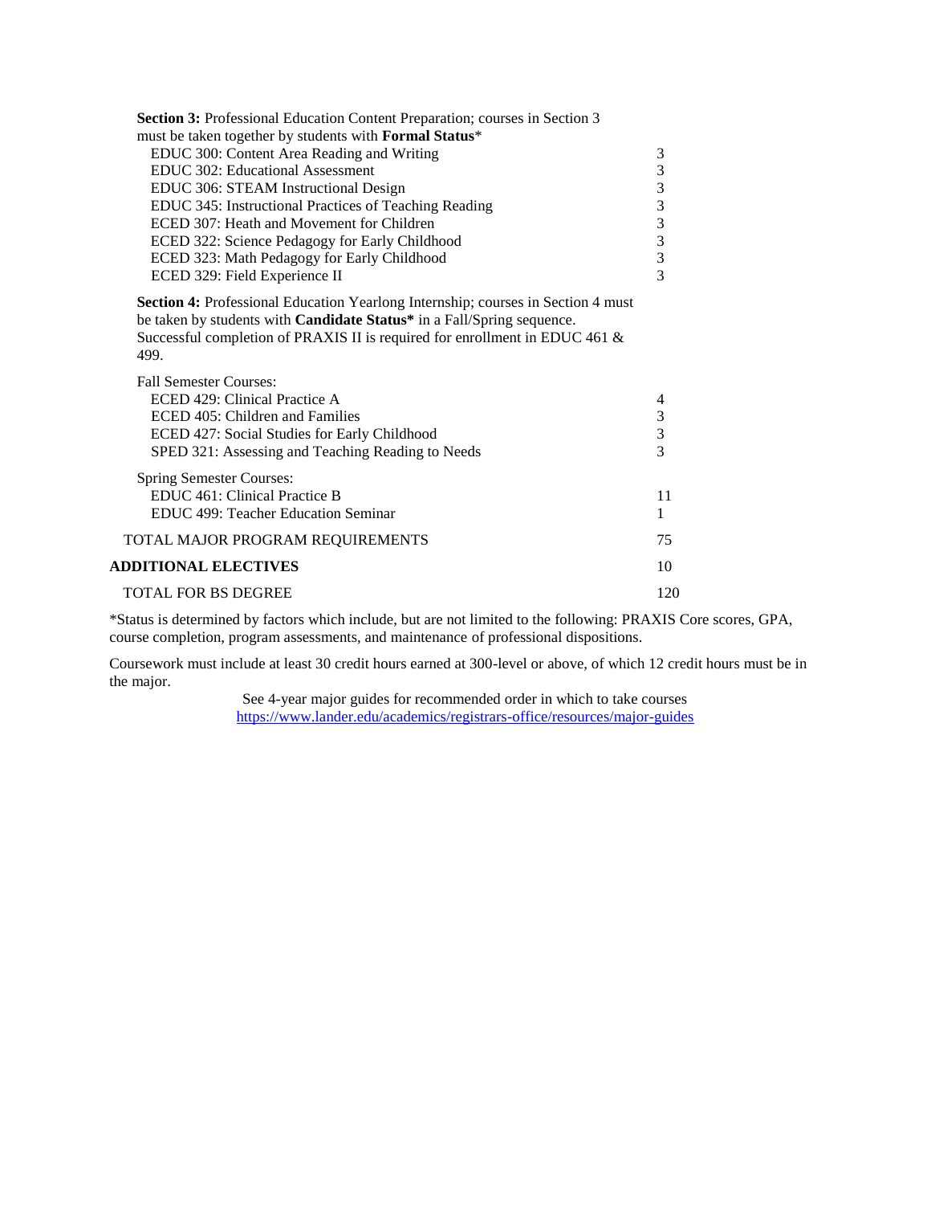**Section 3:** Professional Education Content Preparation; courses in Section 3 must be taken together by students with **Formal Status***

| Course | Credits |
|---|---|
| EDUC 300: Content Area Reading and Writing | 3 |
| EDUC 302: Educational Assessment | 3 |
| EDUC 306: STEAM Instructional Design | 3 |
| EDUC 345: Instructional Practices of Teaching Reading | 3 |
| ECED 307: Heath and Movement for Children | 3 |
| ECED 322: Science Pedagogy for Early Childhood | 3 |
| ECED 323: Math Pedagogy for Early Childhood | 3 |
| ECED 329: Field Experience II | 3 |

**Section 4:** Professional Education Yearlong Internship; courses in Section 4 must be taken by students with **Candidate Status*** in a Fall/Spring sequence. Successful completion of PRAXIS II is required for enrollment in EDUC 461 & 499.

Fall Semester Courses:

| Course | Credits |
|---|---|
| ECED 429: Clinical Practice A | 4 |
| ECED 405: Children and Families | 3 |
| ECED 427: Social Studies for Early Childhood | 3 |
| SPED 321: Assessing and Teaching Reading to Needs | 3 |

Spring Semester Courses:

| Course | Credits |
|---|---|
| EDUC 461: Clinical Practice B | 11 |
| EDUC 499: Teacher Education Seminar | 1 |

| | |
|---|---|
| TOTAL MAJOR PROGRAM REQUIREMENTS | 75 |
| **ADDITIONAL ELECTIVES** | 10 |
| TOTAL FOR BS DEGREE | 120 |

*Status is determined by factors which include, but are not limited to the following: PRAXIS Core scores, GPA, course completion, program assessments, and maintenance of professional dispositions.

Coursework must include at least 30 credit hours earned at 300-level or above, of which 12 credit hours must be in the major.

See 4-year major guides for recommended order in which to take courses
https://www.lander.edu/academics/registrars-office/resources/major-guides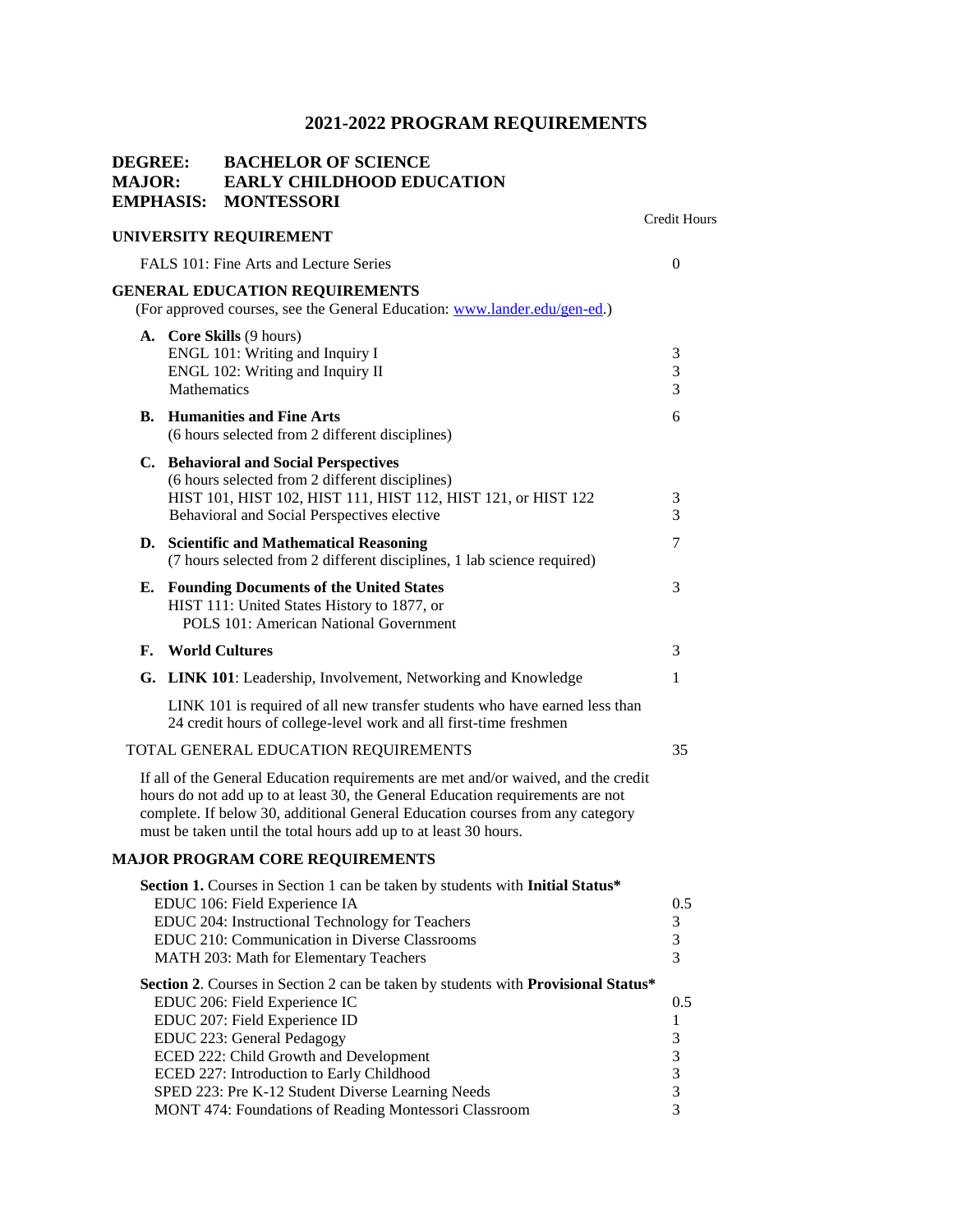# 2021-2022 PROGRAM REQUIREMENTS

**DEGREE:** BACHELOR OF SCIENCE
**MAJOR:** EARLY CHILDHOOD EDUCATION
**EMPHASIS:** MONTESSORI

| | Credit Hours |
|---|---|
| **UNIVERSITY REQUIREMENT** | |
| FALS 101: Fine Arts and Lecture Series | 0 |
| **GENERAL EDUCATION REQUIREMENTS** (For approved courses, see the General Education: [www.lander.edu/gen-ed](www.lander.edu/gen-ed).) | |
| **A. Core Skills** (9 hours) | |
| ENGL 101: Writing and Inquiry I | 3 |
| ENGL 102: Writing and Inquiry II | 3 |
| Mathematics | 3 |
| **B. Humanities and Fine Arts** (6 hours selected from 2 different disciplines) | 6 |
| **C. Behavioral and Social Perspectives** (6 hours selected from 2 different disciplines) | |
| HIST 101, HIST 102, HIST 111, HIST 112, HIST 121, or HIST 122 | 3 |
| Behavioral and Social Perspectives elective | 3 |
| **D. Scientific and Mathematical Reasoning** (7 hours selected from 2 different disciplines, 1 lab science required) | 7 |
| **E. Founding Documents of the United States** HIST 111: United States History to 1877, or POLS 101: American National Government | 3 |
| **F. World Cultures** | 3 |
| **G. LINK 101**: Leadership, Involvement, Networking and Knowledge | 1 |
| LINK 101 is required of all new transfer students who have earned less than 24 credit hours of college-level work and all first-time freshmen | |
| TOTAL GENERAL EDUCATION REQUIREMENTS | 35 |

If all of the General Education requirements are met and/or waived, and the credit hours do not add up to at least 30, the General Education requirements are not complete. If below 30, additional General Education courses from any category must be taken until the total hours add up to at least 30 hours.

## MAJOR PROGRAM CORE REQUIREMENTS

| | Credit Hours |
|---|---|
| **Section 1.** Courses in Section 1 can be taken by students with **Initial Status*** | |
| EDUC 106: Field Experience IA | 0.5 |
| EDUC 204: Instructional Technology for Teachers | 3 |
| EDUC 210: Communication in Diverse Classrooms | 3 |
| MATH 203: Math for Elementary Teachers | 3 |
| **Section 2**. Courses in Section 2 can be taken by students with **Provisional Status*** | |
| EDUC 206: Field Experience IC | 0.5 |
| EDUC 207: Field Experience ID | 1 |
| EDUC 223: General Pedagogy | 3 |
| ECED 222: Child Growth and Development | 3 |
| ECED 227: Introduction to Early Childhood | 3 |
| SPED 223: Pre K-12 Student Diverse Learning Needs | 3 |
| MONT 474: Foundations of Reading Montessori Classroom | 3 |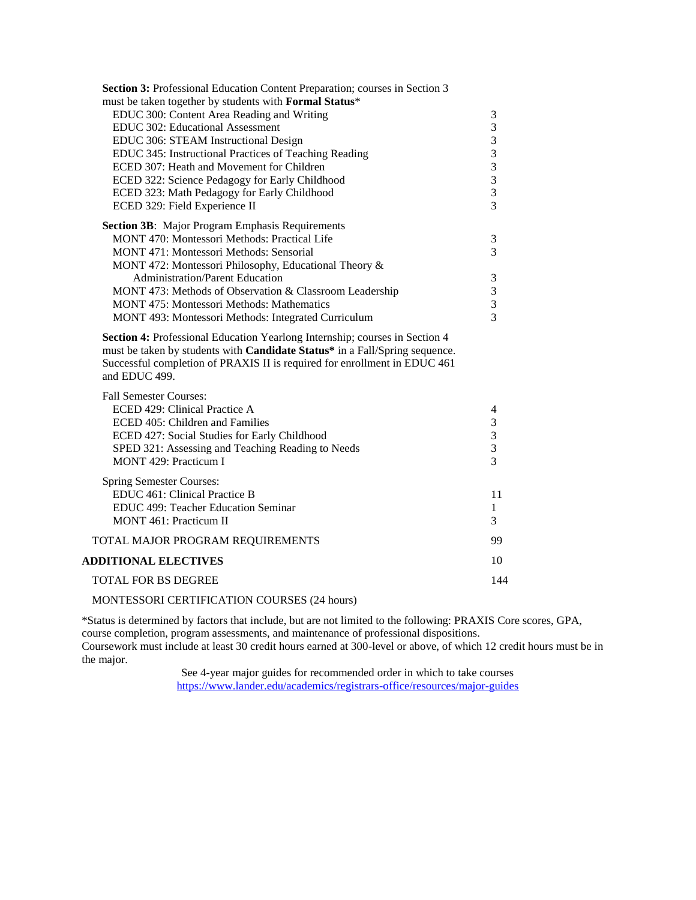**Section 3:** Professional Education Content Preparation; courses in Section 3 must be taken together by students with **Formal Status***

| Course | Hours |
|---|---|
| EDUC 300: Content Area Reading and Writing | 3 |
| EDUC 302: Educational Assessment | 3 |
| EDUC 306: STEAM Instructional Design | 3 |
| EDUC 345: Instructional Practices of Teaching Reading | 3 |
| ECED 307: Heath and Movement for Children | 3 |
| ECED 322: Science Pedagogy for Early Childhood | 3 |
| ECED 323: Math Pedagogy for Early Childhood | 3 |
| ECED 329: Field Experience II | 3 |

**Section 3B**: Major Program Emphasis Requirements

| Course | Hours |
|---|---|
| MONT 470: Montessori Methods: Practical Life | 3 |
| MONT 471: Montessori Methods: Sensorial | 3 |
| MONT 472: Montessori Philosophy, Educational Theory & Administration/Parent Education | 3 |
| MONT 473: Methods of Observation & Classroom Leadership | 3 |
| MONT 475: Montessori Methods: Mathematics | 3 |
| MONT 493: Montessori Methods: Integrated Curriculum | 3 |

**Section 4:** Professional Education Yearlong Internship; courses in Section 4 must be taken by students with **Candidate Status*** in a Fall/Spring sequence. Successful completion of PRAXIS II is required for enrollment in EDUC 461 and EDUC 499.

Fall Semester Courses:

| Course | Hours |
|---|---|
| ECED 429: Clinical Practice A | 4 |
| ECED 405: Children and Families | 3 |
| ECED 427: Social Studies for Early Childhood | 3 |
| SPED 321: Assessing and Teaching Reading to Needs | 3 |
| MONT 429: Practicum I | 3 |

Spring Semester Courses:

| Course | Hours |
|---|---|
| EDUC 461: Clinical Practice B | 11 |
| EDUC 499: Teacher Education Seminar | 1 |
| MONT 461: Practicum II | 3 |

| | |
|---|---|
| TOTAL MAJOR PROGRAM REQUIREMENTS | 99 |
| **ADDITIONAL ELECTIVES** | 10 |
| TOTAL FOR BS DEGREE | 144 |

MONTESSORI CERTIFICATION COURSES (24 hours)

*Status is determined by factors that include, but are not limited to the following: PRAXIS Core scores, GPA, course completion, program assessments, and maintenance of professional dispositions.
Coursework must include at least 30 credit hours earned at 300-level or above, of which 12 credit hours must be in the major.

See 4-year major guides for recommended order in which to take courses
https://www.lander.edu/academics/registrars-office/resources/major-guides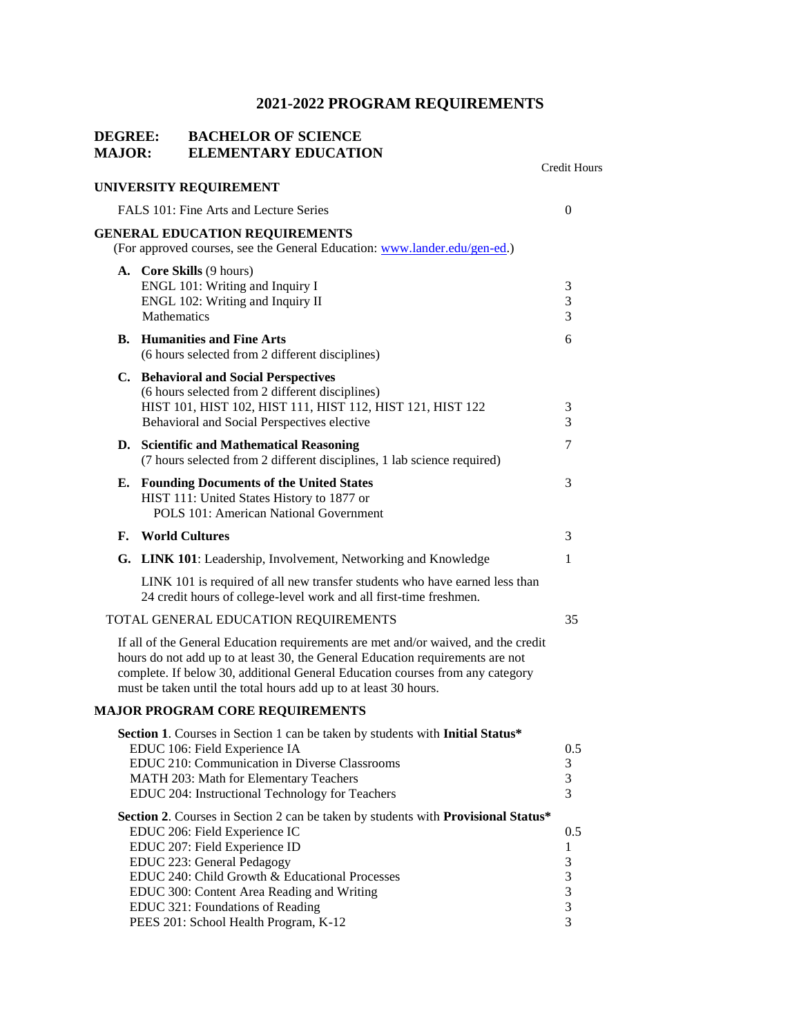# 2021-2022 PROGRAM REQUIREMENTS

**DEGREE: BACHELOR OF SCIENCE**
**MAJOR: ELEMENTARY EDUCATION**

| | Credit Hours |
|---|---|
| **UNIVERSITY REQUIREMENT** | |
| FALS 101: Fine Arts and Lecture Series | 0 |
| **GENERAL EDUCATION REQUIREMENTS** (For approved courses, see the General Education: [www.lander.edu/gen-ed](http://www.lander.edu/gen-ed).) | |
| **A. Core Skills** (9 hours) | |
| ENGL 101: Writing and Inquiry I | 3 |
| ENGL 102: Writing and Inquiry II | 3 |
| Mathematics | 3 |
| **B. Humanities and Fine Arts** (6 hours selected from 2 different disciplines) | 6 |
| **C. Behavioral and Social Perspectives** (6 hours selected from 2 different disciplines) | |
| HIST 101, HIST 102, HIST 111, HIST 112, HIST 121, HIST 122 | 3 |
| Behavioral and Social Perspectives elective | 3 |
| **D. Scientific and Mathematical Reasoning** (7 hours selected from 2 different disciplines, 1 lab science required) | 7 |
| **E. Founding Documents of the United States** HIST 111: United States History to 1877 or POLS 101: American National Government | 3 |
| **F. World Cultures** | 3 |
| **G. LINK 101**: Leadership, Involvement, Networking and Knowledge | 1 |
| LINK 101 is required of all new transfer students who have earned less than 24 credit hours of college-level work and all first-time freshmen. | |
| TOTAL GENERAL EDUCATION REQUIREMENTS | 35 |

If all of the General Education requirements are met and/or waived, and the credit hours do not add up to at least 30, the General Education requirements are not complete. If below 30, additional General Education courses from any category must be taken until the total hours add up to at least 30 hours.

**MAJOR PROGRAM CORE REQUIREMENTS**

| | Credit Hours |
|---|---|
| **Section 1**. Courses in Section 1 can be taken by students with **Initial Status*** | |
| EDUC 106: Field Experience IA | 0.5 |
| EDUC 210: Communication in Diverse Classrooms | 3 |
| MATH 203: Math for Elementary Teachers | 3 |
| EDUC 204: Instructional Technology for Teachers | 3 |
| **Section 2**. Courses in Section 2 can be taken by students with **Provisional Status*** | |
| EDUC 206: Field Experience IC | 0.5 |
| EDUC 207: Field Experience ID | 1 |
| EDUC 223: General Pedagogy | 3 |
| EDUC 240: Child Growth & Educational Processes | 3 |
| EDUC 300: Content Area Reading and Writing | 3 |
| EDUC 321: Foundations of Reading | 3 |
| PEES 201: School Health Program, K-12 | 3 |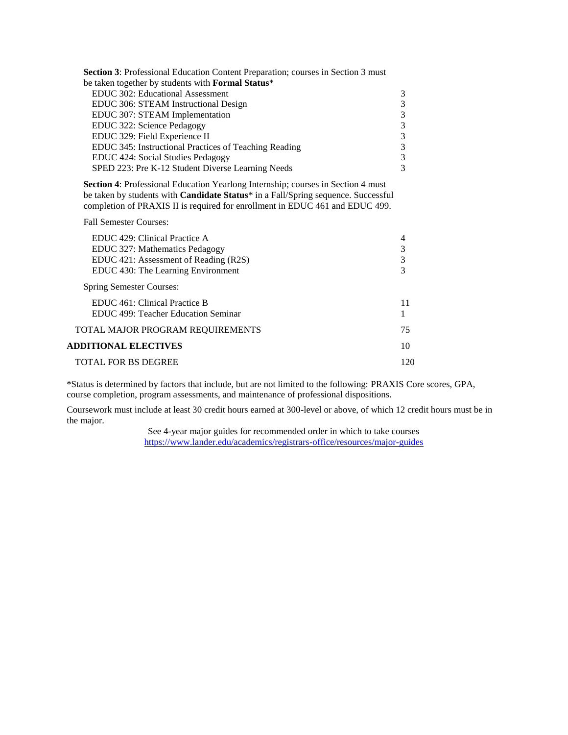**Section 3**: Professional Education Content Preparation; courses in Section 3 must be taken together by students with **Formal Status***

| Course | Credits |
|---|---|
| EDUC 302: Educational Assessment | 3 |
| EDUC 306: STEAM Instructional Design | 3 |
| EDUC 307: STEAM Implementation | 3 |
| EDUC 322: Science Pedagogy | 3 |
| EDUC 329: Field Experience II | 3 |
| EDUC 345: Instructional Practices of Teaching Reading | 3 |
| EDUC 424: Social Studies Pedagogy | 3 |
| SPED 223: Pre K-12 Student Diverse Learning Needs | 3 |

**Section 4**: Professional Education Yearlong Internship; courses in Section 4 must be taken by students with **Candidate Status*** in a Fall/Spring sequence. Successful completion of PRAXIS II is required for enrollment in EDUC 461 and EDUC 499.

Fall Semester Courses:

| Course | Credits |
|---|---|
| EDUC 429: Clinical Practice A | 4 |
| EDUC 327: Mathematics Pedagogy | 3 |
| EDUC 421: Assessment of Reading (R2S) | 3 |
| EDUC 430: The Learning Environment | 3 |

Spring Semester Courses:

| Course | Credits |
|---|---|
| EDUC 461: Clinical Practice B | 11 |
| EDUC 499: Teacher Education Seminar | 1 |

| | |
|---|---|
| TOTAL MAJOR PROGRAM REQUIREMENTS | 75 |
| **ADDITIONAL ELECTIVES** | 10 |
| TOTAL FOR BS DEGREE | 120 |

*Status is determined by factors that include, but are not limited to the following: PRAXIS Core scores, GPA, course completion, program assessments, and maintenance of professional dispositions.

Coursework must include at least 30 credit hours earned at 300-level or above, of which 12 credit hours must be in the major.

See 4-year major guides for recommended order in which to take courses
https://www.lander.edu/academics/registrars-office/resources/major-guides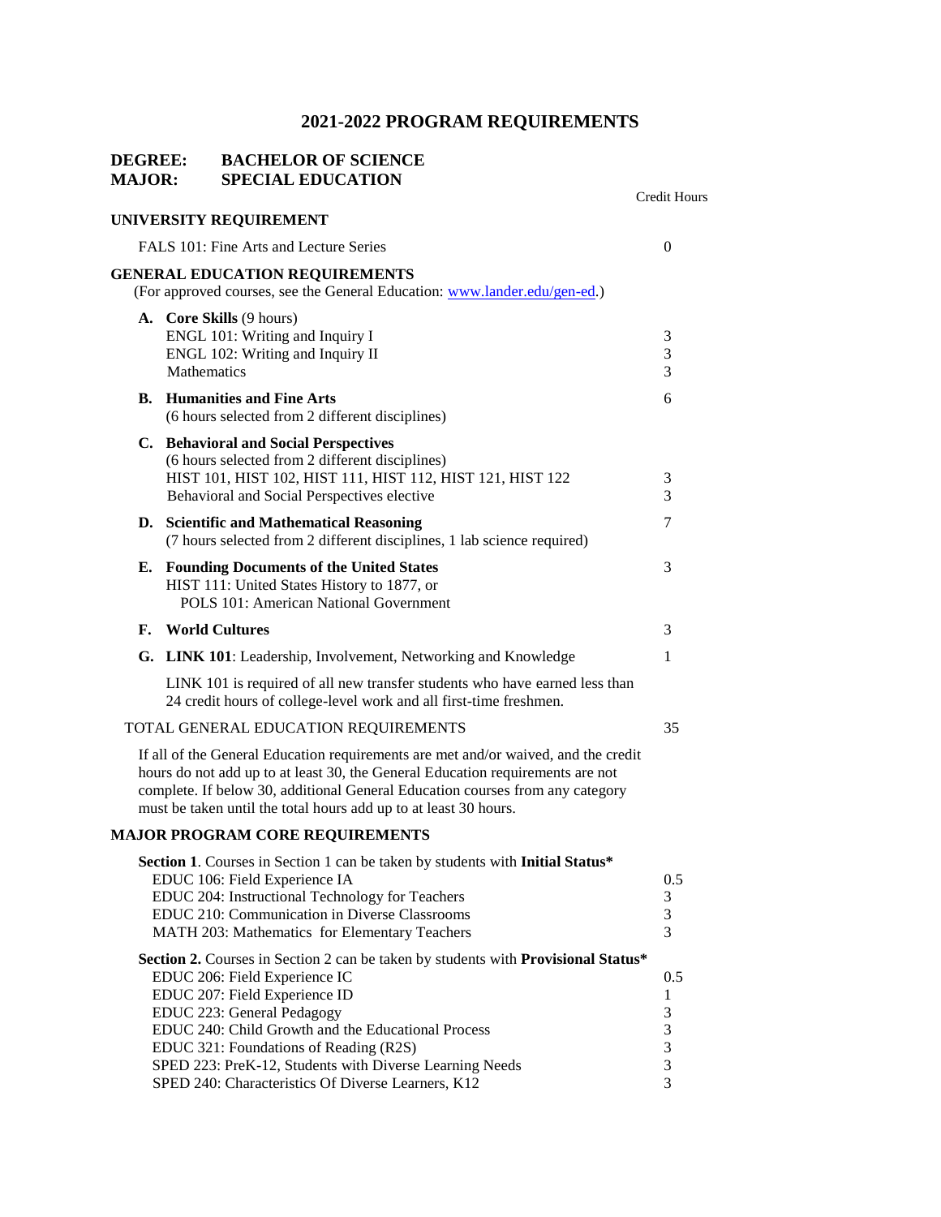# 2021-2022 PROGRAM REQUIREMENTS

**DEGREE: BACHELOR OF SCIENCE**
**MAJOR: SPECIAL EDUCATION**

| | Credit Hours |
|---|---|
| **UNIVERSITY REQUIREMENT** | |
| FALS 101: Fine Arts and Lecture Series | 0 |
| **GENERAL EDUCATION REQUIREMENTS** (For approved courses, see the General Education: [www.lander.edu/gen-ed](www.lander.edu/gen-ed).) | |
| **A. Core Skills** (9 hours) | |
| ENGL 101: Writing and Inquiry I | 3 |
| ENGL 102: Writing and Inquiry II | 3 |
| Mathematics | 3 |
| **B. Humanities and Fine Arts** (6 hours selected from 2 different disciplines) | 6 |
| **C. Behavioral and Social Perspectives** (6 hours selected from 2 different disciplines) | |
| HIST 101, HIST 102, HIST 111, HIST 112, HIST 121, HIST 122 | 3 |
| Behavioral and Social Perspectives elective | 3 |
| **D. Scientific and Mathematical Reasoning** (7 hours selected from 2 different disciplines, 1 lab science required) | 7 |
| **E. Founding Documents of the United States** HIST 111: United States History to 1877, or POLS 101: American National Government | 3 |
| **F. World Cultures** | 3 |
| **G. LINK 101**: Leadership, Involvement, Networking and Knowledge | 1 |
| LINK 101 is required of all new transfer students who have earned less than 24 credit hours of college-level work and all first-time freshmen. | |
| TOTAL GENERAL EDUCATION REQUIREMENTS | 35 |

If all of the General Education requirements are met and/or waived, and the credit hours do not add up to at least 30, the General Education requirements are not complete. If below 30, additional General Education courses from any category must be taken until the total hours add up to at least 30 hours.

**MAJOR PROGRAM CORE REQUIREMENTS**

| | Credit Hours |
|---|---|
| **Section 1**. Courses in Section 1 can be taken by students with **Initial Status*** | |
| EDUC 106: Field Experience IA | 0.5 |
| EDUC 204: Instructional Technology for Teachers | 3 |
| EDUC 210: Communication in Diverse Classrooms | 3 |
| MATH 203: Mathematics for Elementary Teachers | 3 |
| **Section 2.** Courses in Section 2 can be taken by students with **Provisional Status*** | |
| EDUC 206: Field Experience IC | 0.5 |
| EDUC 207: Field Experience ID | 1 |
| EDUC 223: General Pedagogy | 3 |
| EDUC 240: Child Growth and the Educational Process | 3 |
| EDUC 321: Foundations of Reading (R2S) | 3 |
| SPED 223: PreK-12, Students with Diverse Learning Needs | 3 |
| SPED 240: Characteristics Of Diverse Learners, K12 | 3 |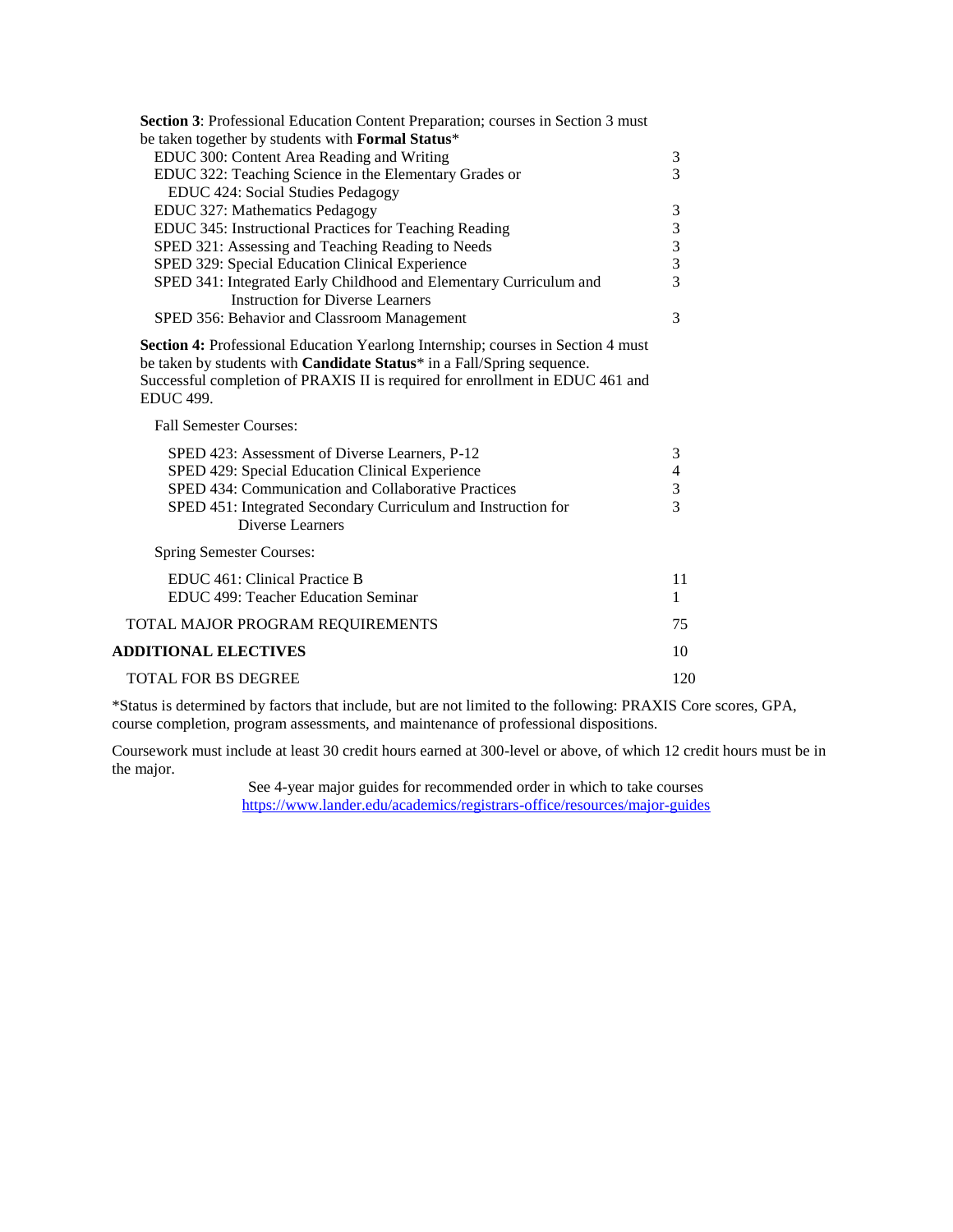**Section 3**: Professional Education Content Preparation; courses in Section 3 must be taken together by students with **Formal Status***

| | |
|---|---|
| EDUC 300: Content Area Reading and Writing | 3 |
| EDUC 322: Teaching Science in the Elementary Grades or EDUC 424: Social Studies Pedagogy | 3 |
| EDUC 327: Mathematics Pedagogy | 3 |
| EDUC 345: Instructional Practices for Teaching Reading | 3 |
| SPED 321: Assessing and Teaching Reading to Needs | 3 |
| SPED 329: Special Education Clinical Experience | 3 |
| SPED 341: Integrated Early Childhood and Elementary Curriculum and Instruction for Diverse Learners | 3 |
| SPED 356: Behavior and Classroom Management | 3 |

**Section 4:** Professional Education Yearlong Internship; courses in Section 4 must be taken by students with **Candidate Status*** in a Fall/Spring sequence. Successful completion of PRAXIS II is required for enrollment in EDUC 461 and EDUC 499.

Fall Semester Courses:

| | |
|---|---|
| SPED 423: Assessment of Diverse Learners, P-12 | 3 |
| SPED 429: Special Education Clinical Experience | 4 |
| SPED 434: Communication and Collaborative Practices | 3 |
| SPED 451: Integrated Secondary Curriculum and Instruction for Diverse Learners | 3 |

Spring Semester Courses:

| | |
|---|---|
| EDUC 461: Clinical Practice B | 11 |
| EDUC 499: Teacher Education Seminar | 1 |

| | |
|---|---|
| TOTAL MAJOR PROGRAM REQUIREMENTS | 75 |
| **ADDITIONAL ELECTIVES** | 10 |
| TOTAL FOR BS DEGREE | 120 |

*Status is determined by factors that include, but are not limited to the following: PRAXIS Core scores, GPA, course completion, program assessments, and maintenance of professional dispositions.

Coursework must include at least 30 credit hours earned at 300-level or above, of which 12 credit hours must be in the major.

See 4-year major guides for recommended order in which to take courses
https://www.lander.edu/academics/registrars-office/resources/major-guides